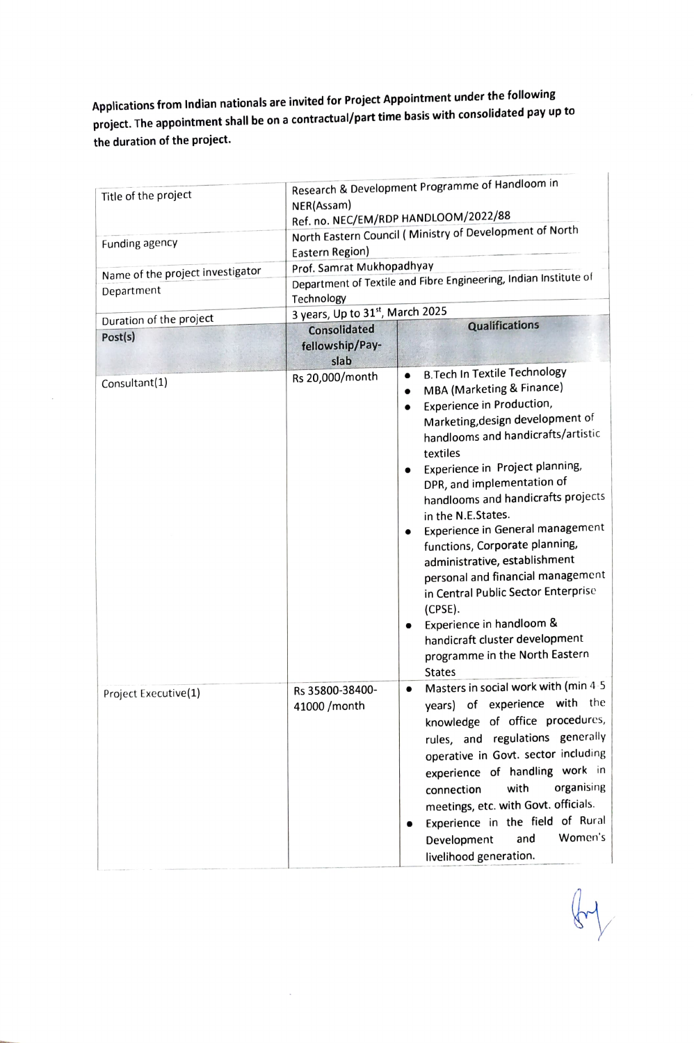**Applications from Indian nationals are invited for Project Appointment under the following project. The appointment shall be on a contractual/part time basis with consolidated pay up to the duration of the project.**

| Title of the project | Research & Development Programme of Handloom in NER(Assam)<br>Ref. no. NEC/EM/RDP HANDLOOM/2022/88 | |
|---|---|---|
| Funding agency | North Eastern Council ( Ministry of Development of North Eastern Region) | |
| Name of the project investigator | Prof. Samrat Mukhopadhyay | |
| Department | Department of Textile and Fibre Engineering, Indian Institute of Technology | |
| Duration of the project | 3 years, Up to 31st, March 2025 | |
| **Post(s)** | **Consolidated fellowship/Pay-slab** | **Qualifications** |
| Consultant(1) | Rs 20,000/month | • B.Tech In Textile Technology<br>• MBA (Marketing & Finance)<br>• Experience in Production, Marketing,design development of handlooms and handicrafts/artistic textiles<br>• Experience in Project planning, DPR, and implementation of handlooms and handicrafts projects in the N.E.States.<br>• Experience in General management functions, Corporate planning, administrative, establishment personal and financial management in Central Public Sector Enterprise (CPSE).<br>• Experience in handloom & handicraft cluster development programme in the North Eastern States |
| Project Executive(1) | Rs 35800-38400-41000 /month | • Masters in social work with (min 4-5 years) of experience with the knowledge of office procedures, rules, and regulations generally operative in Govt. sector including experience of handling work in connection with organising meetings, etc. with Govt. officials.<br>• Experience in the field of Rural Development and Women's livelihood generation. |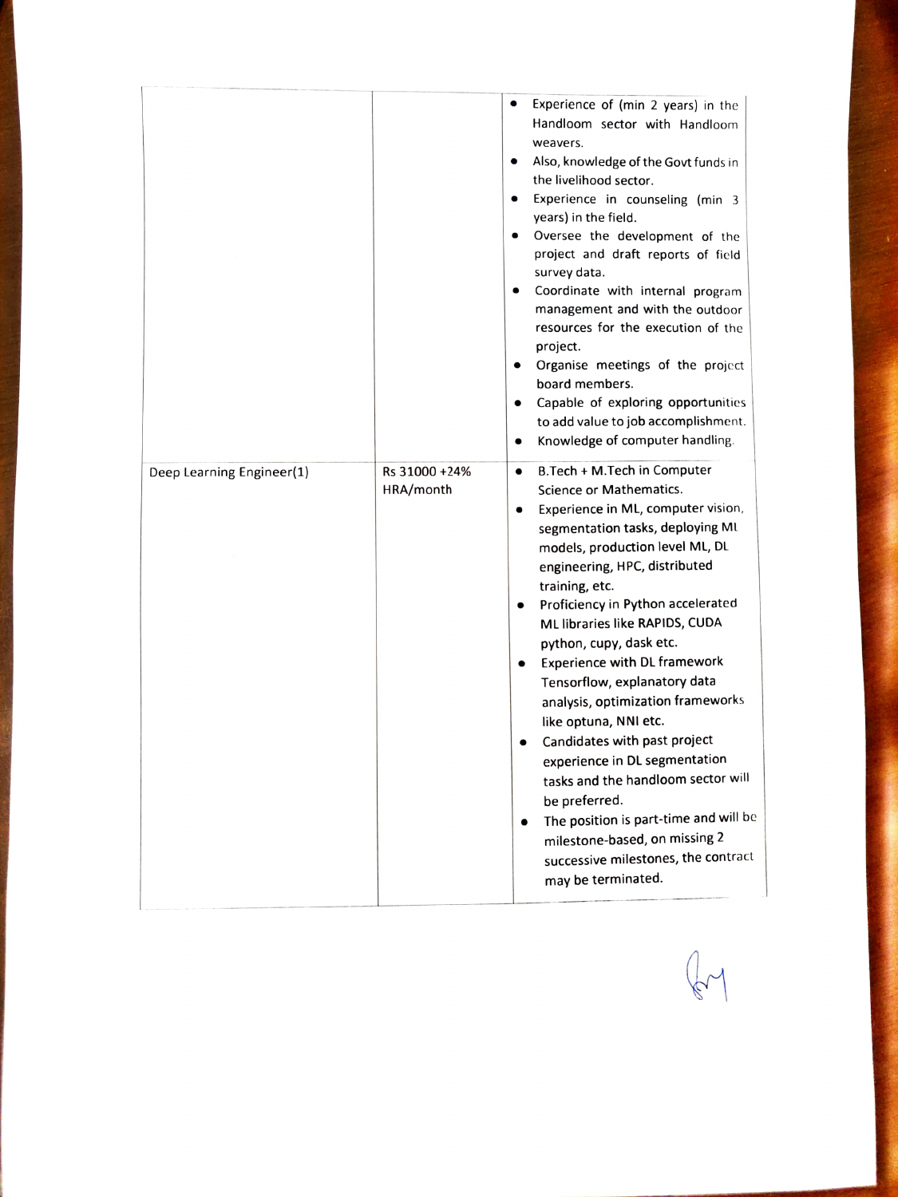| | | |
|---|---|---|
| | | • Experience of (min 2 years) in the Handloom sector with Handloom weavers.<br>• Also, knowledge of the Govt funds in the livelihood sector.<br>• Experience in counseling (min 3 years) in the field.<br>• Oversee the development of the project and draft reports of field survey data.<br>• Coordinate with internal program management and with the outdoor resources for the execution of the project.<br>• Organise meetings of the project board members.<br>• Capable of exploring opportunities to add value to job accomplishment.<br>• Knowledge of computer handling. |
| Deep Learning Engineer(1) | Rs 31000 +24% HRA/month | • B.Tech + M.Tech in Computer Science or Mathematics.<br>• Experience in ML, computer vision, segmentation tasks, deploying ML models, production level ML, DL engineering, HPC, distributed training, etc.<br>• Proficiency in Python accelerated ML libraries like RAPIDS, CUDA python, cupy, dask etc.<br>• Experience with DL framework Tensorflow, explanatory data analysis, optimization frameworks like optuna, NNI etc.<br>• Candidates with past project experience in DL segmentation tasks and the handloom sector will be preferred.<br>• The position is part-time and will be milestone-based, on missing 2 successive milestones, the contract may be terminated. |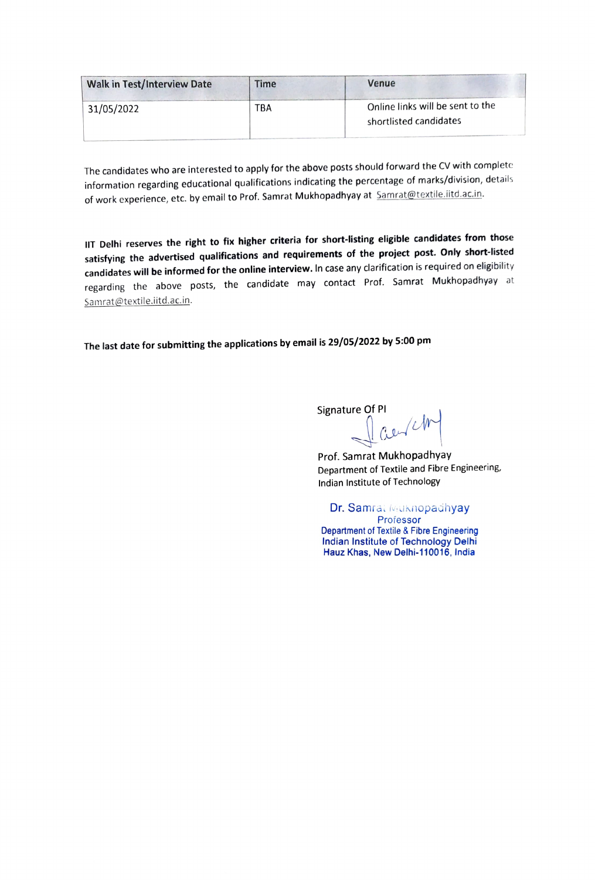| Walk in Test/Interview Date | Time | Venue |
|---|---|---|
| 31/05/2022 | TBA | Online links will be sent to the shortlisted candidates |

The candidates who are interested to apply for the above posts should forward the CV with complete information regarding educational qualifications indicating the percentage of marks/division, details of work experience, etc. by email to Prof. Samrat Mukhopadhyay at Samrat@textile.iitd.ac.in.

**IIT Delhi reserves the right to fix higher criteria for short-listing eligible candidates from those satisfying the advertised qualifications and requirements of the project post. Only short-listed candidates will be informed for the online interview.** In case any clarification is required on eligibility regarding the above posts, the candidate may contact Prof. Samrat Mukhopadhyay at Samrat@textile.iitd.ac.in.

**The last date for submitting the applications by email is 29/05/2022 by 5:00 pm**

Signature Of PI

Prof. Samrat Mukhopadhyay
Department of Textile and Fibre Engineering,
Indian Institute of Technology

Dr. Samrat Mukhopadhyay
Professor
Department of Textile & Fibre Engineering
Indian Institute of Technology Delhi
Hauz Khas, New Delhi-110016, India